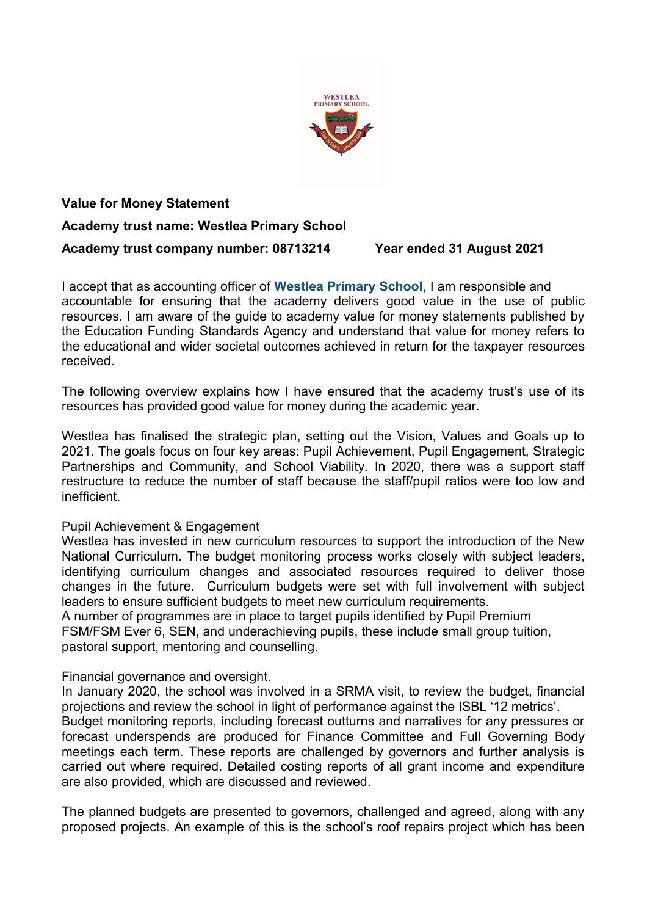**Value for Money Statement**

**Academy trust name: Westlea Primary School**

**Academy trust company number: 08713214 Year ended 31 August 2021**

I accept that as accounting officer of **Westlea Primary School,** I am responsible and accountable for ensuring that the academy delivers good value in the use of public resources. I am aware of the guide to academy value for money statements published by the Education Funding Standards Agency and understand that value for money refers to the educational and wider societal outcomes achieved in return for the taxpayer resources received.

The following overview explains how I have ensured that the academy trust's use of its resources has provided good value for money during the academic year.

Westlea has finalised the strategic plan, setting out the Vision, Values and Goals up to 2021. The goals focus on four key areas: Pupil Achievement, Pupil Engagement, Strategic Partnerships and Community, and School Viability. In 2020, there was a support staff restructure to reduce the number of staff because the staff/pupil ratios were too low and inefficient.

Pupil Achievement & Engagement

Westlea has invested in new curriculum resources to support the introduction of the New National Curriculum. The budget monitoring process works closely with subject leaders, identifying curriculum changes and associated resources required to deliver those changes in the future. Curriculum budgets were set with full involvement with subject leaders to ensure sufficient budgets to meet new curriculum requirements.

A number of programmes are in place to target pupils identified by Pupil Premium FSM/FSM Ever 6, SEN, and underachieving pupils, these include small group tuition, pastoral support, mentoring and counselling.

Financial governance and oversight.

In January 2020, the school was involved in a SRMA visit, to review the budget, financial projections and review the school in light of performance against the ISBL '12 metrics'.

Budget monitoring reports, including forecast outturns and narratives for any pressures or forecast underspends are produced for Finance Committee and Full Governing Body meetings each term. These reports are challenged by governors and further analysis is carried out where required. Detailed costing reports of all grant income and expenditure are also provided, which are discussed and reviewed.

The planned budgets are presented to governors, challenged and agreed, along with any proposed projects. An example of this is the school's roof repairs project which has been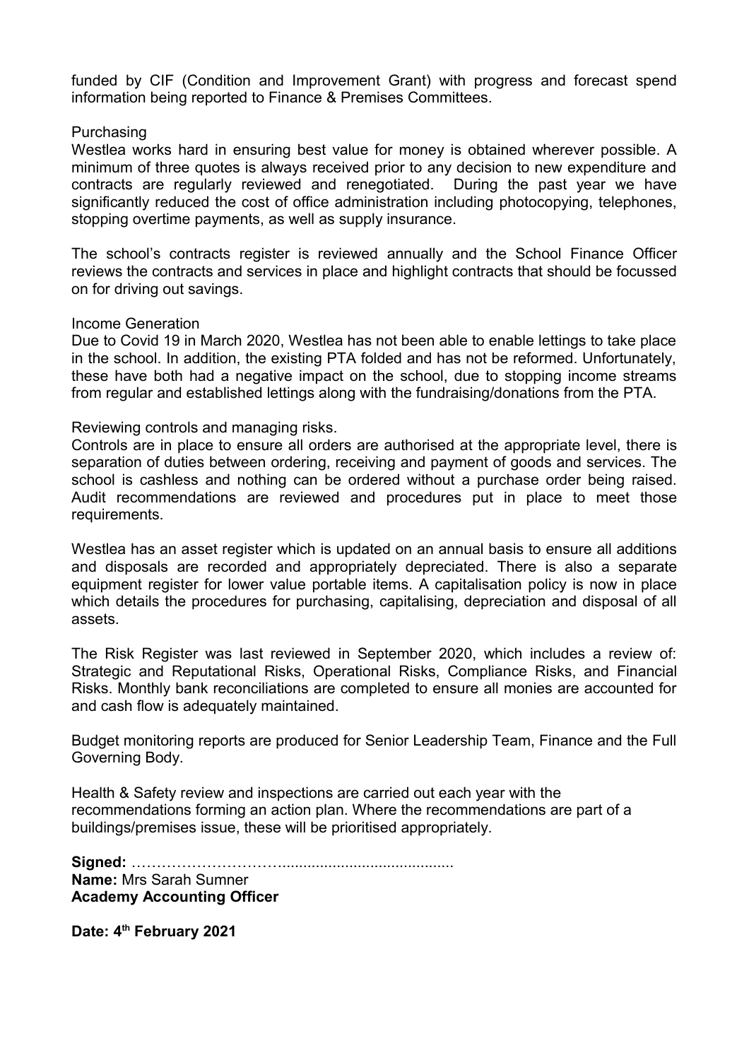funded by CIF (Condition and Improvement Grant) with progress and forecast spend information being reported to Finance & Premises Committees.

Purchasing

Westlea works hard in ensuring best value for money is obtained wherever possible. A minimum of three quotes is always received prior to any decision to new expenditure and contracts are regularly reviewed and renegotiated. During the past year we have significantly reduced the cost of office administration including photocopying, telephones, stopping overtime payments, as well as supply insurance.

The school's contracts register is reviewed annually and the School Finance Officer reviews the contracts and services in place and highlight contracts that should be focussed on for driving out savings.

Income Generation

Due to Covid 19 in March 2020, Westlea has not been able to enable lettings to take place in the school. In addition, the existing PTA folded and has not be reformed. Unfortunately, these have both had a negative impact on the school, due to stopping income streams from regular and established lettings along with the fundraising/donations from the PTA.

Reviewing controls and managing risks.

Controls are in place to ensure all orders are authorised at the appropriate level, there is separation of duties between ordering, receiving and payment of goods and services. The school is cashless and nothing can be ordered without a purchase order being raised. Audit recommendations are reviewed and procedures put in place to meet those requirements.

Westlea has an asset register which is updated on an annual basis to ensure all additions and disposals are recorded and appropriately depreciated. There is also a separate equipment register for lower value portable items. A capitalisation policy is now in place which details the procedures for purchasing, capitalising, depreciation and disposal of all assets.

The Risk Register was last reviewed in September 2020, which includes a review of: Strategic and Reputational Risks, Operational Risks, Compliance Risks, and Financial Risks. Monthly bank reconciliations are completed to ensure all monies are accounted for and cash flow is adequately maintained.

Budget monitoring reports are produced for Senior Leadership Team, Finance and the Full Governing Body.

Health & Safety review and inspections are carried out each year with the recommendations forming an action plan. Where the recommendations are part of a buildings/premises issue, these will be prioritised appropriately.

**Signed:** ……………………….........................................
**Name:** Mrs Sarah Sumner
**Academy Accounting Officer**

**Date: 4th February 2021**